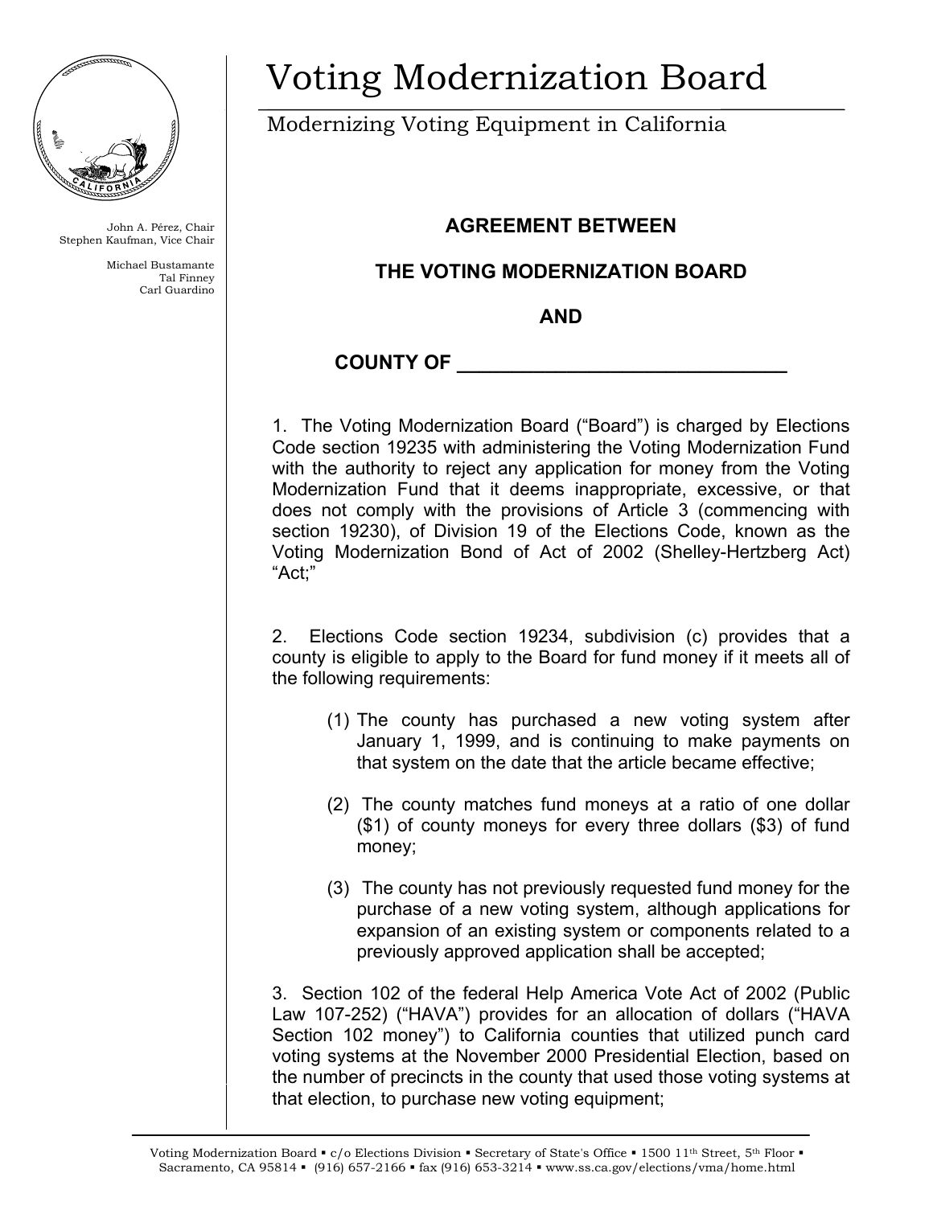# Voting Modernization Board

Modernizing Voting Equipment in California

John A. Pérez, Chair
Stephen Kaufman, Vice Chair

Michael Bustamante
Tal Finney
Carl Guardino

**AGREEMENT BETWEEN**

**THE VOTING MODERNIZATION BOARD**

**AND**

**COUNTY OF ______________________________**

1. The Voting Modernization Board ("Board") is charged by Elections Code section 19235 with administering the Voting Modernization Fund with the authority to reject any application for money from the Voting Modernization Fund that it deems inappropriate, excessive, or that does not comply with the provisions of Article 3 (commencing with section 19230), of Division 19 of the Elections Code, known as the Voting Modernization Bond of Act of 2002 (Shelley-Hertzberg Act) "Act;"

2. Elections Code section 19234, subdivision (c) provides that a county is eligible to apply to the Board for fund money if it meets all of the following requirements:

   (1) The county has purchased a new voting system after January 1, 1999, and is continuing to make payments on that system on the date that the article became effective;

   (2) The county matches fund moneys at a ratio of one dollar ($1) of county moneys for every three dollars ($3) of fund money;

   (3) The county has not previously requested fund money for the purchase of a new voting system, although applications for expansion of an existing system or components related to a previously approved application shall be accepted;

3. Section 102 of the federal Help America Vote Act of 2002 (Public Law 107-252) ("HAVA") provides for an allocation of dollars ("HAVA Section 102 money") to California counties that utilized punch card voting systems at the November 2000 Presidential Election, based on the number of precincts in the county that used those voting systems at that election, to purchase new voting equipment;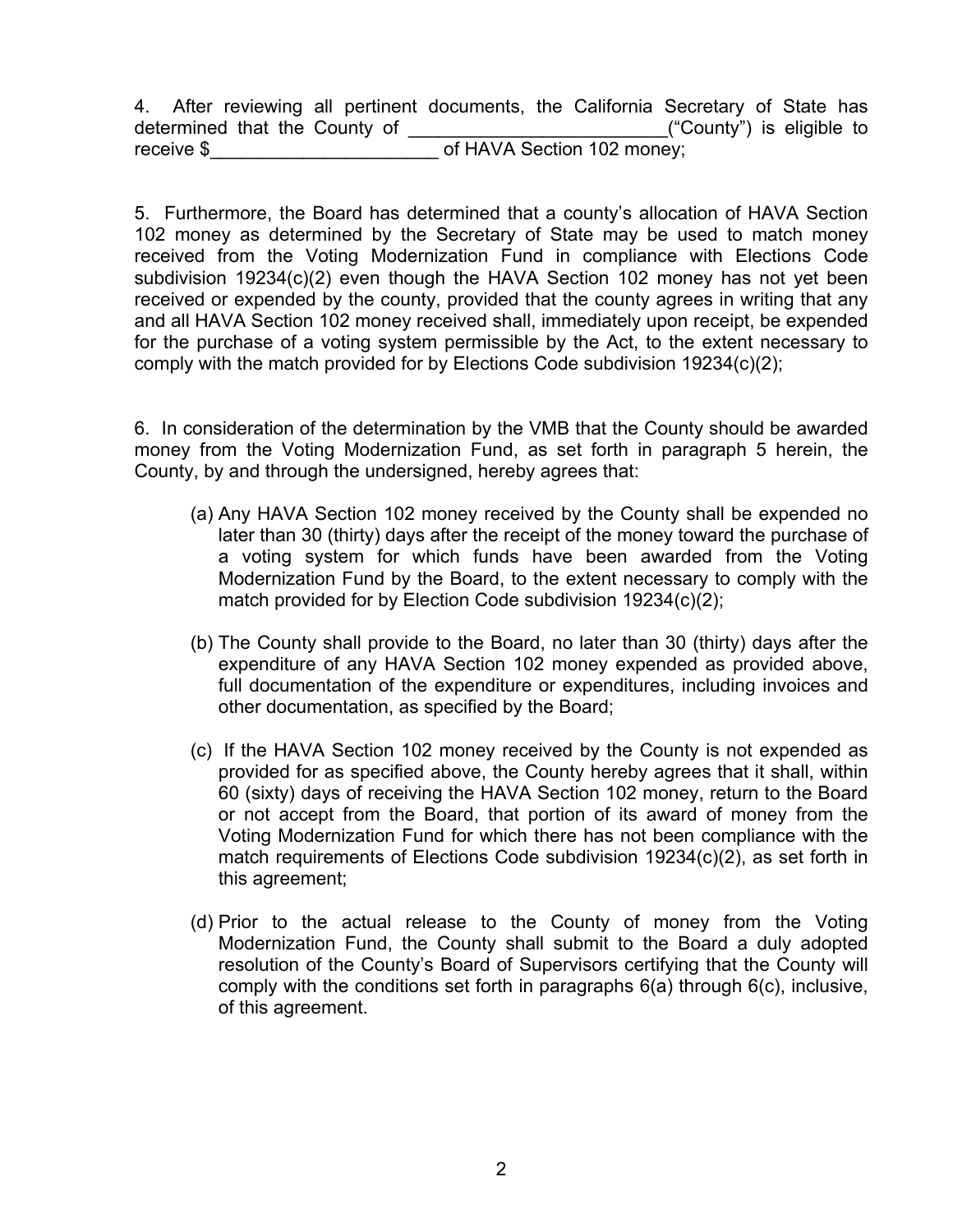4. After reviewing all pertinent documents, the California Secretary of State has determined that the County of _________________________("County") is eligible to receive $______________________ of HAVA Section 102 money;

5. Furthermore, the Board has determined that a county's allocation of HAVA Section 102 money as determined by the Secretary of State may be used to match money received from the Voting Modernization Fund in compliance with Elections Code subdivision 19234(c)(2) even though the HAVA Section 102 money has not yet been received or expended by the county, provided that the county agrees in writing that any and all HAVA Section 102 money received shall, immediately upon receipt, be expended for the purchase of a voting system permissible by the Act, to the extent necessary to comply with the match provided for by Elections Code subdivision 19234(c)(2);

6. In consideration of the determination by the VMB that the County should be awarded money from the Voting Modernization Fund, as set forth in paragraph 5 herein, the County, by and through the undersigned, hereby agrees that:

(a) Any HAVA Section 102 money received by the County shall be expended no later than 30 (thirty) days after the receipt of the money toward the purchase of a voting system for which funds have been awarded from the Voting Modernization Fund by the Board, to the extent necessary to comply with the match provided for by Election Code subdivision 19234(c)(2);

(b) The County shall provide to the Board, no later than 30 (thirty) days after the expenditure of any HAVA Section 102 money expended as provided above, full documentation of the expenditure or expenditures, including invoices and other documentation, as specified by the Board;

(c) If the HAVA Section 102 money received by the County is not expended as provided for as specified above, the County hereby agrees that it shall, within 60 (sixty) days of receiving the HAVA Section 102 money, return to the Board or not accept from the Board, that portion of its award of money from the Voting Modernization Fund for which there has not been compliance with the match requirements of Elections Code subdivision 19234(c)(2), as set forth in this agreement;

(d) Prior to the actual release to the County of money from the Voting Modernization Fund, the County shall submit to the Board a duly adopted resolution of the County's Board of Supervisors certifying that the County will comply with the conditions set forth in paragraphs 6(a) through 6(c), inclusive, of this agreement.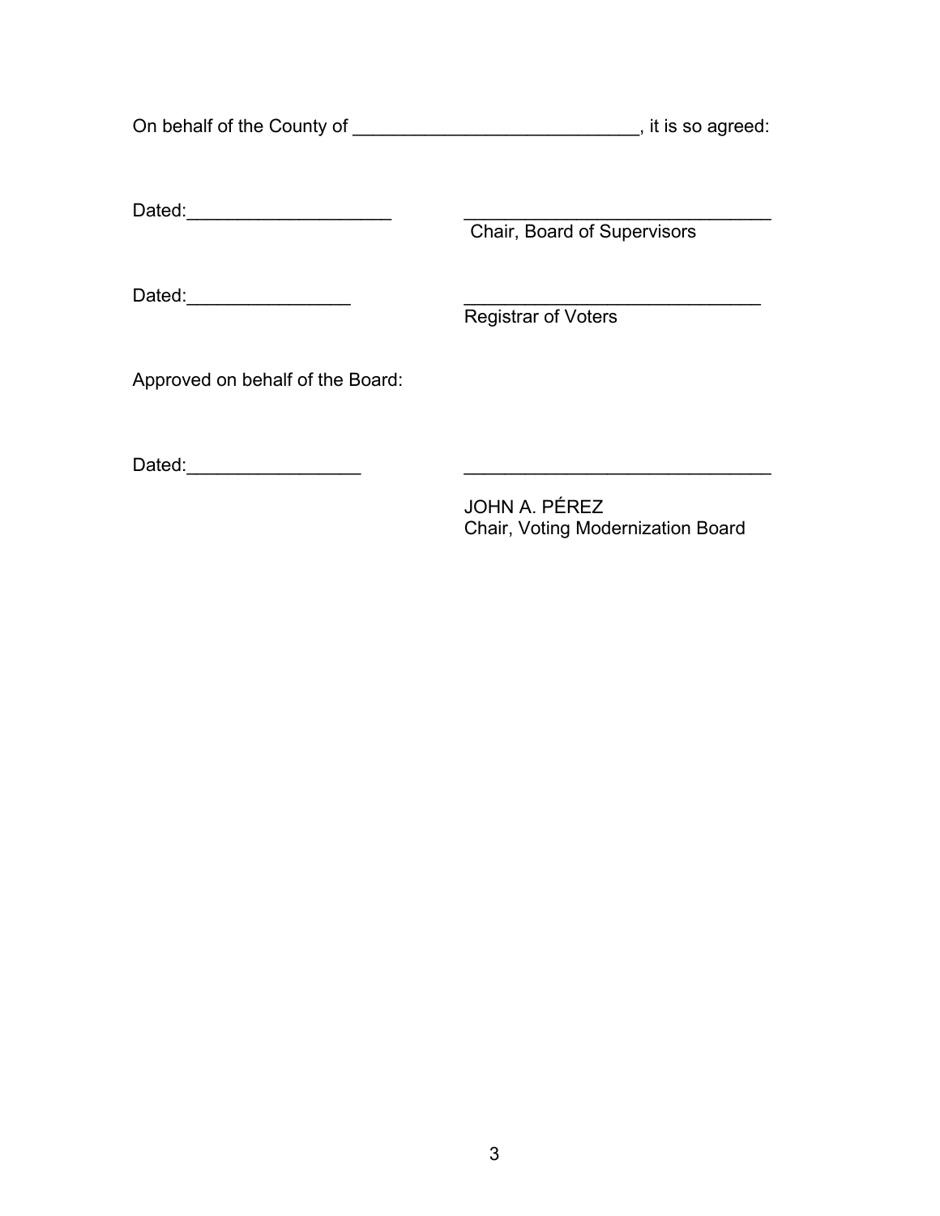On behalf of the County of ____________________________, it is so agreed:

Dated:____________________ _______________________________
Chair, Board of Supervisors

Dated:________________ ______________________________
Registrar of Voters

Approved on behalf of the Board:

Dated:_________________ _______________________________

JOHN A. PÉREZ
Chair, Voting Modernization Board